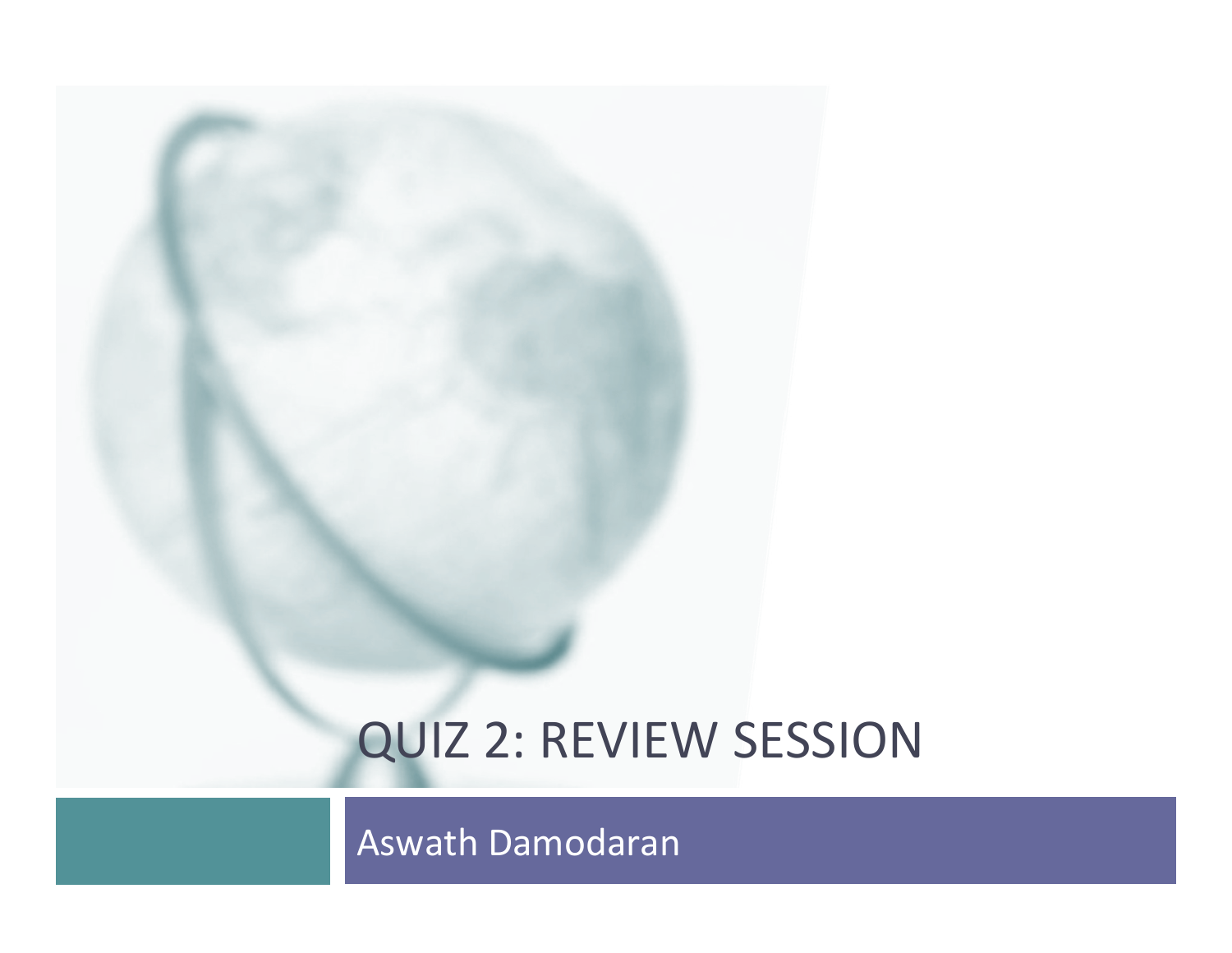# QUIZ 2: REVIEW SESSION

Aswath Damodaran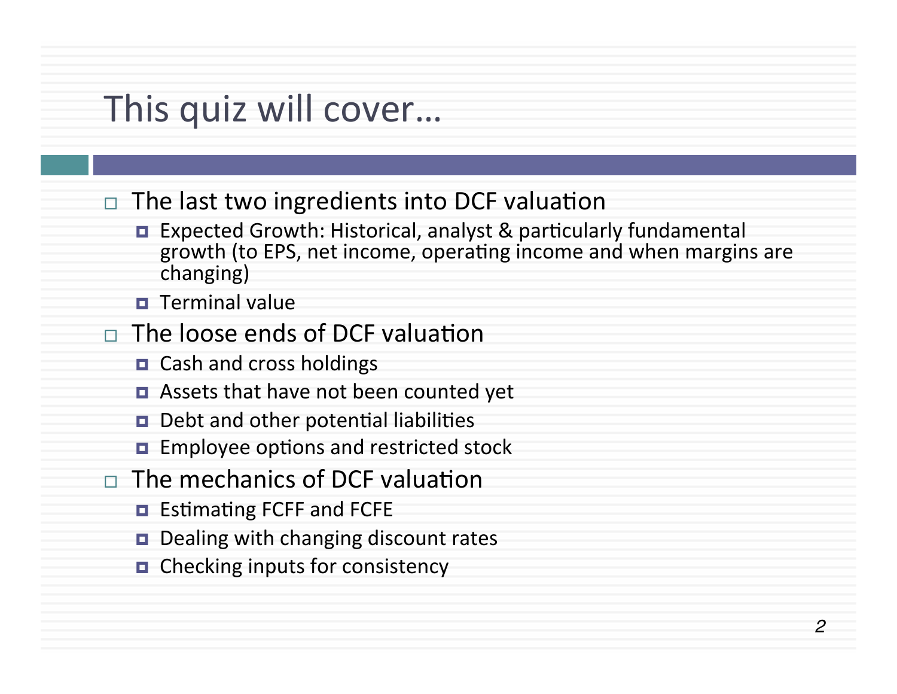# This quiz will cover…

- The last two ingredients into DCF valuation
  - Expected Growth: Historical, analyst & particularly fundamental growth (to EPS, net income, operating income and when margins are changing)
  - Terminal value
- The loose ends of DCF valuation
  - Cash and cross holdings
  - Assets that have not been counted yet
  - Debt and other potential liabilities
  - Employee options and restricted stock
- The mechanics of DCF valuation
  - Estimating FCFF and FCFE
  - Dealing with changing discount rates
  - Checking inputs for consistency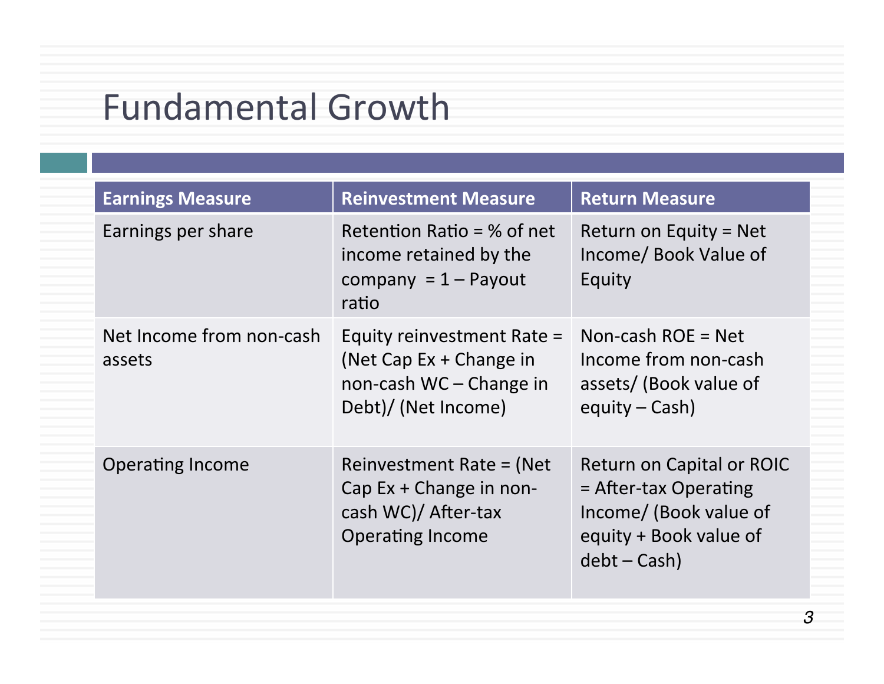# Fundamental Growth

| Earnings Measure | Reinvestment Measure | Return Measure |
|---|---|---|
| Earnings per share | Retention Ratio = % of net income retained by the company = 1 – Payout ratio | Return on Equity = Net Income/ Book Value of Equity |
| Net Income from non-cash assets | Equity reinvestment Rate = (Net Cap Ex + Change in non-cash WC – Change in Debt)/ (Net Income) | Non-cash ROE = Net Income from non-cash assets/ (Book value of equity – Cash) |
| Operating Income | Reinvestment Rate = (Net Cap Ex + Change in non-cash WC)/ After-tax Operating Income | Return on Capital or ROIC = After-tax Operating Income/ (Book value of equity + Book value of debt – Cash) |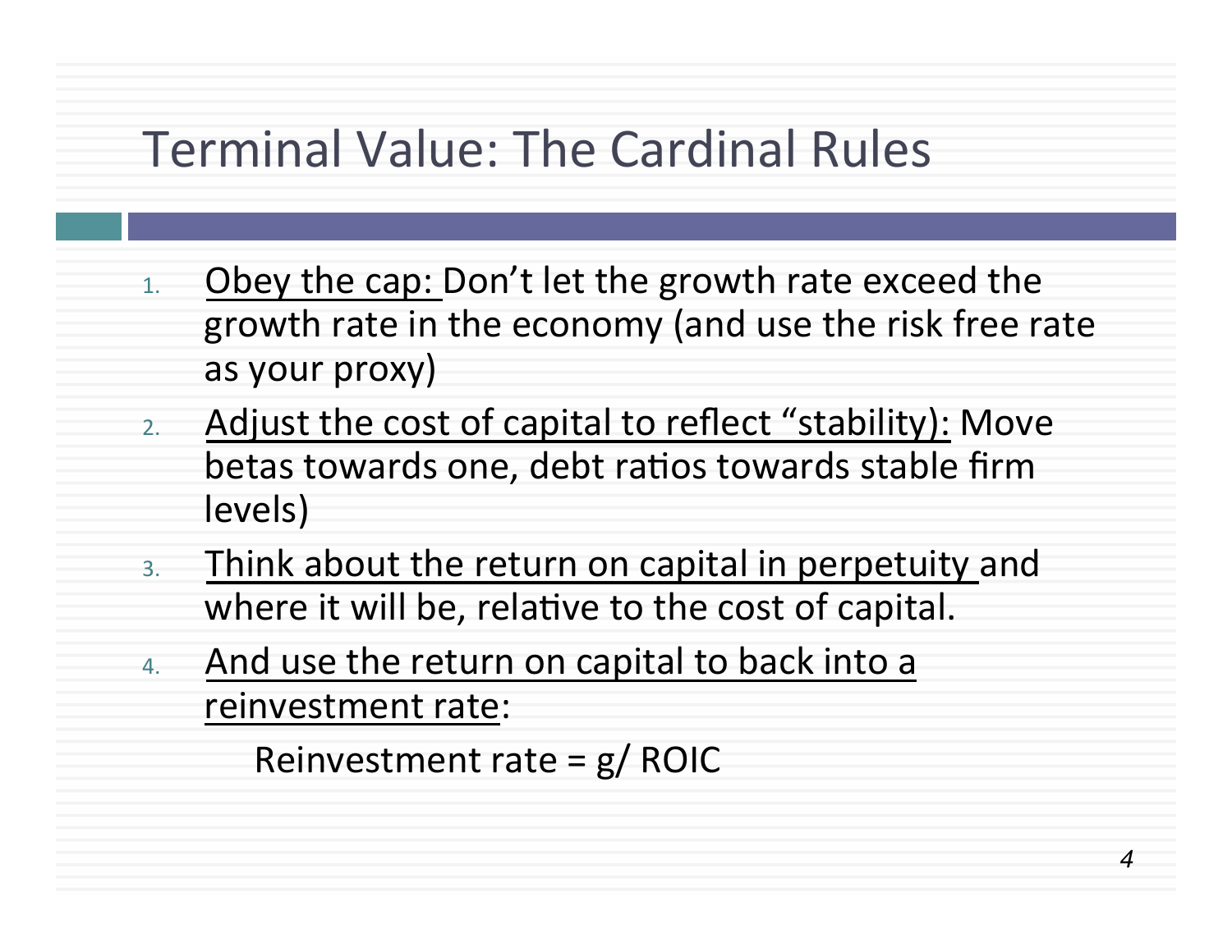# Terminal Value: The Cardinal Rules

1. Obey the cap: Don't let the growth rate exceed the growth rate in the economy (and use the risk free rate as your proxy)
2. Adjust the cost of capital to reflect "stability): Move betas towards one, debt ratios towards stable firm levels)
3. Think about the return on capital in perpetuity and where it will be, relative to the cost of capital.
4. And use the return on capital to back into a reinvestment rate:

   Reinvestment rate = g/ ROIC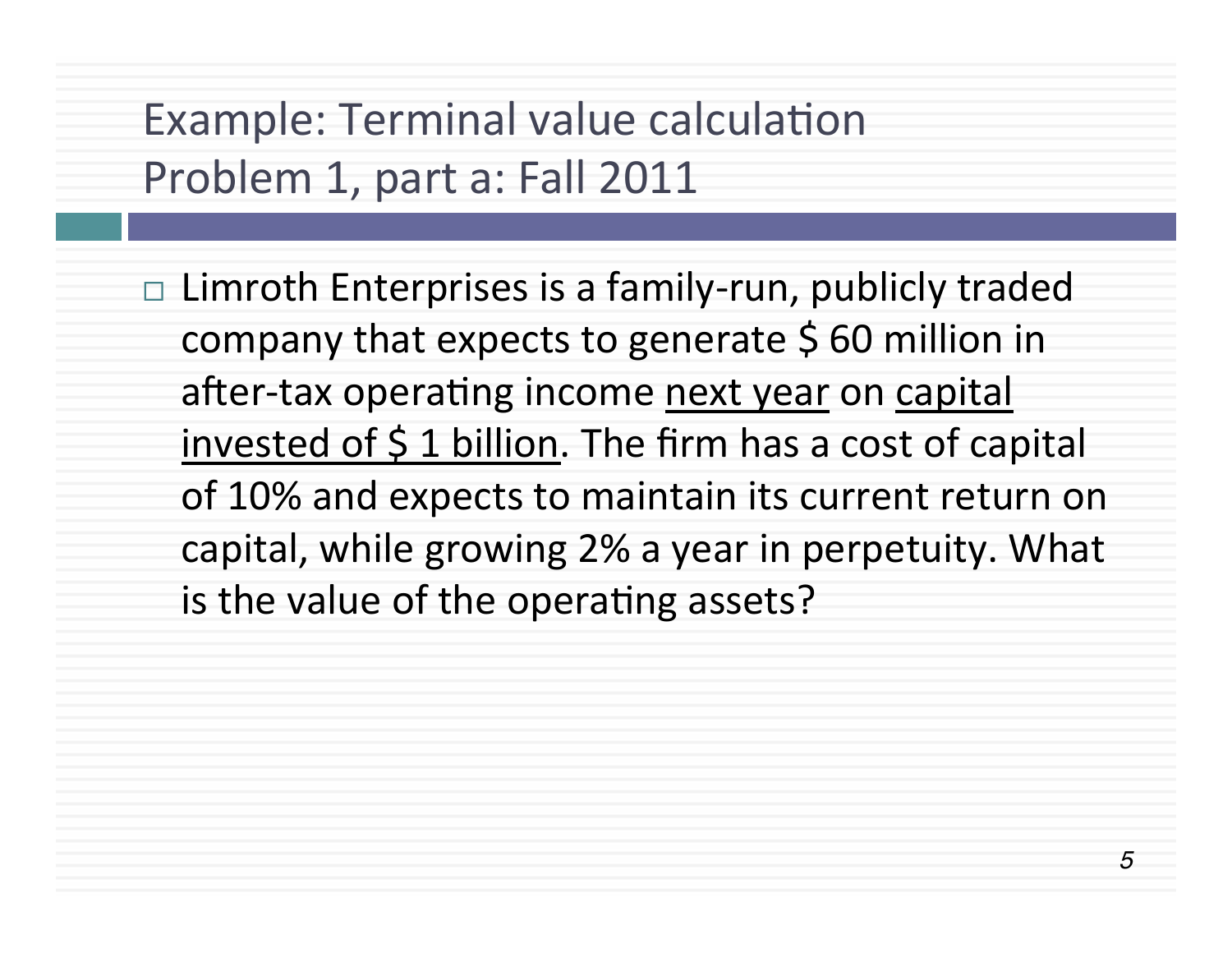# Example: Terminal value calculation Problem 1, part a: Fall 2011

- Limroth Enterprises is a family-run, publicly traded company that expects to generate $ 60 million in after-tax operating income <u>next year</u> on <u>capital invested of $ 1 billion</u>. The firm has a cost of capital of 10% and expects to maintain its current return on capital, while growing 2% a year in perpetuity. What is the value of the operating assets?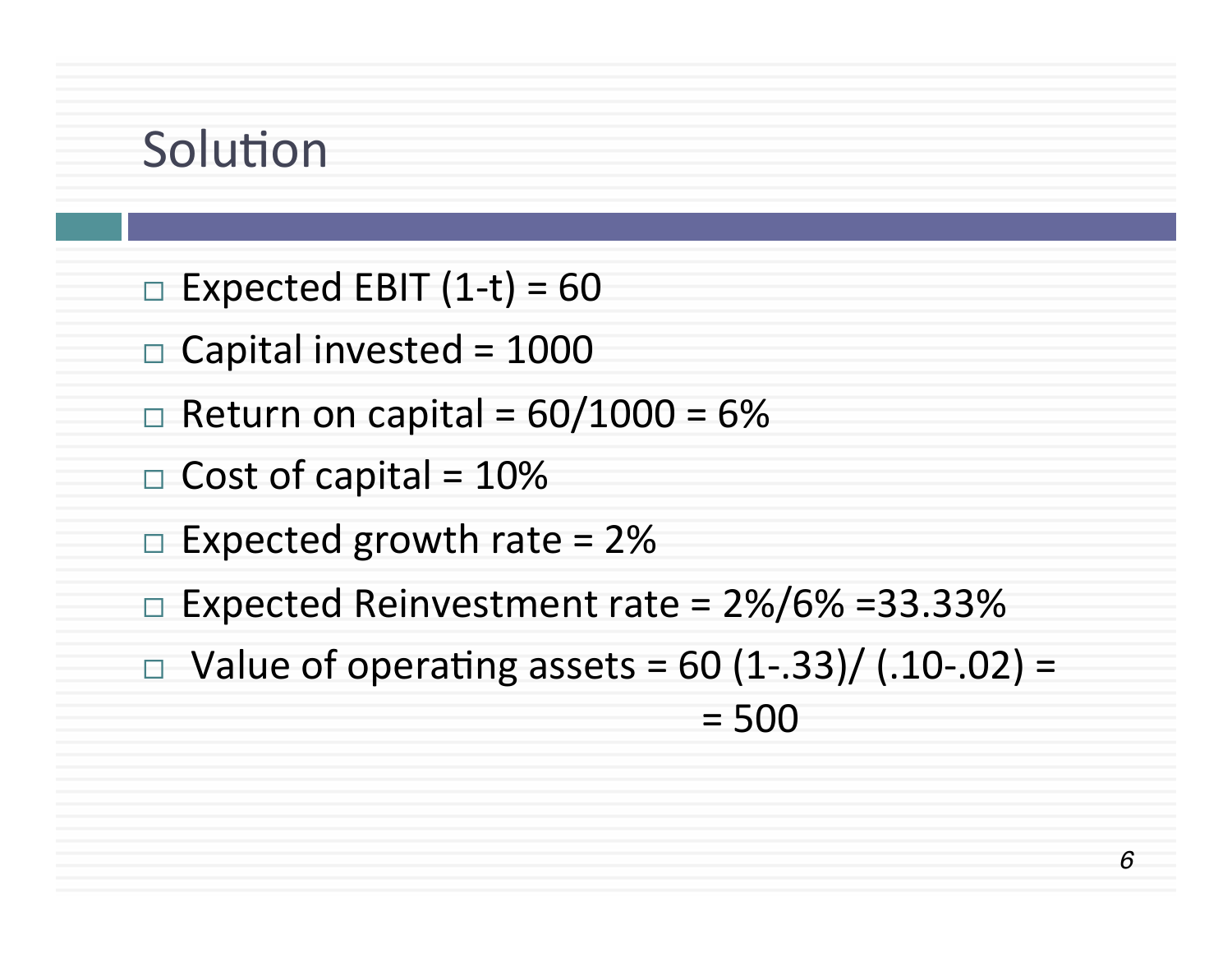# Solution

- Expected EBIT (1-t) = 60
- Capital invested = 1000
- Return on capital = 60/1000 = 6%
- Cost of capital = 10%
- Expected growth rate = 2%
- Expected Reinvestment rate = 2%/6% =33.33%
- Value of operating assets = 60 (1-.33)/ (.10-.02) =
  = 500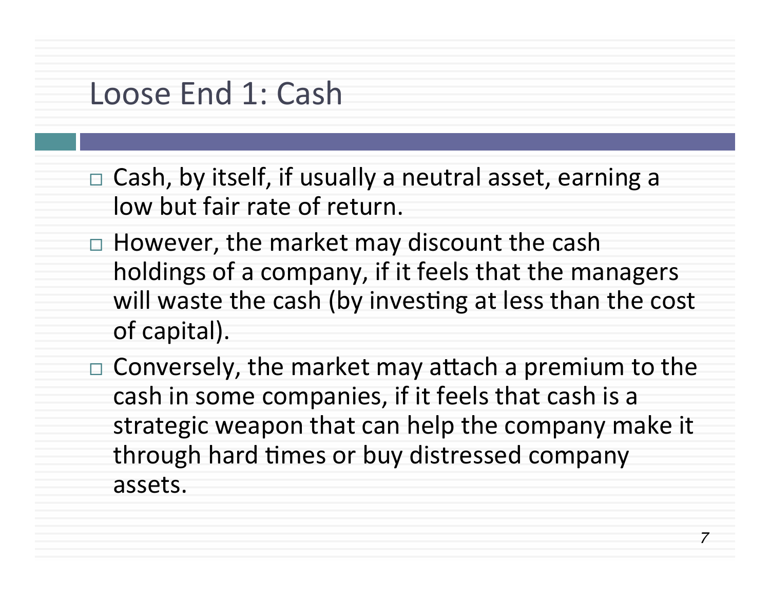# Loose End 1: Cash

- Cash, by itself, if usually a neutral asset, earning a low but fair rate of return.
- However, the market may discount the cash holdings of a company, if it feels that the managers will waste the cash (by investing at less than the cost of capital).
- Conversely, the market may attach a premium to the cash in some companies, if it feels that cash is a strategic weapon that can help the company make it through hard times or buy distressed company assets.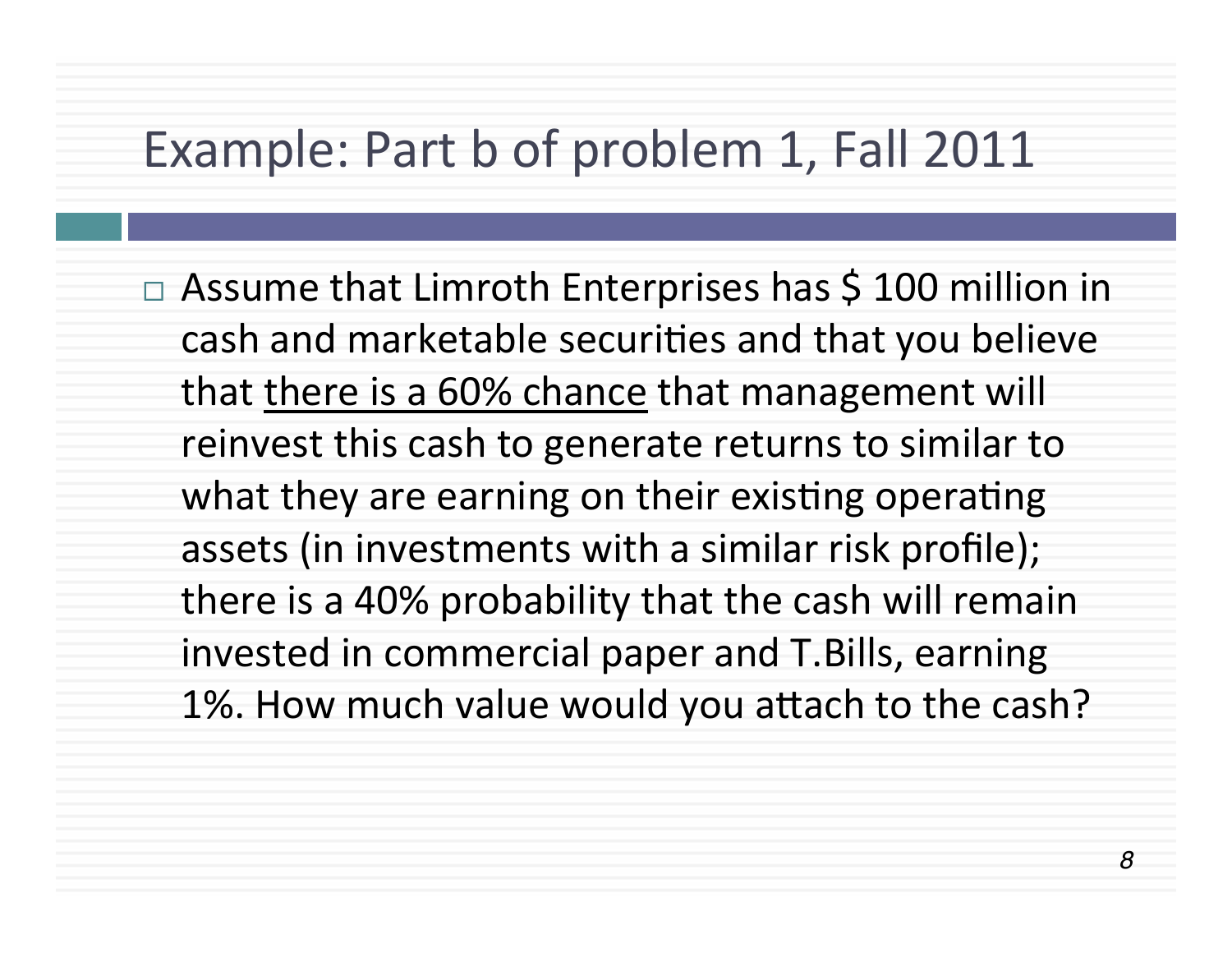# Example: Part b of problem 1, Fall 2011

- Assume that Limroth Enterprises has $ 100 million in cash and marketable securities and that you believe that <u>there is a 60% chance</u> that management will reinvest this cash to generate returns to similar to what they are earning on their existing operating assets (in investments with a similar risk profile); there is a 40% probability that the cash will remain invested in commercial paper and T.Bills, earning 1%. How much value would you attach to the cash?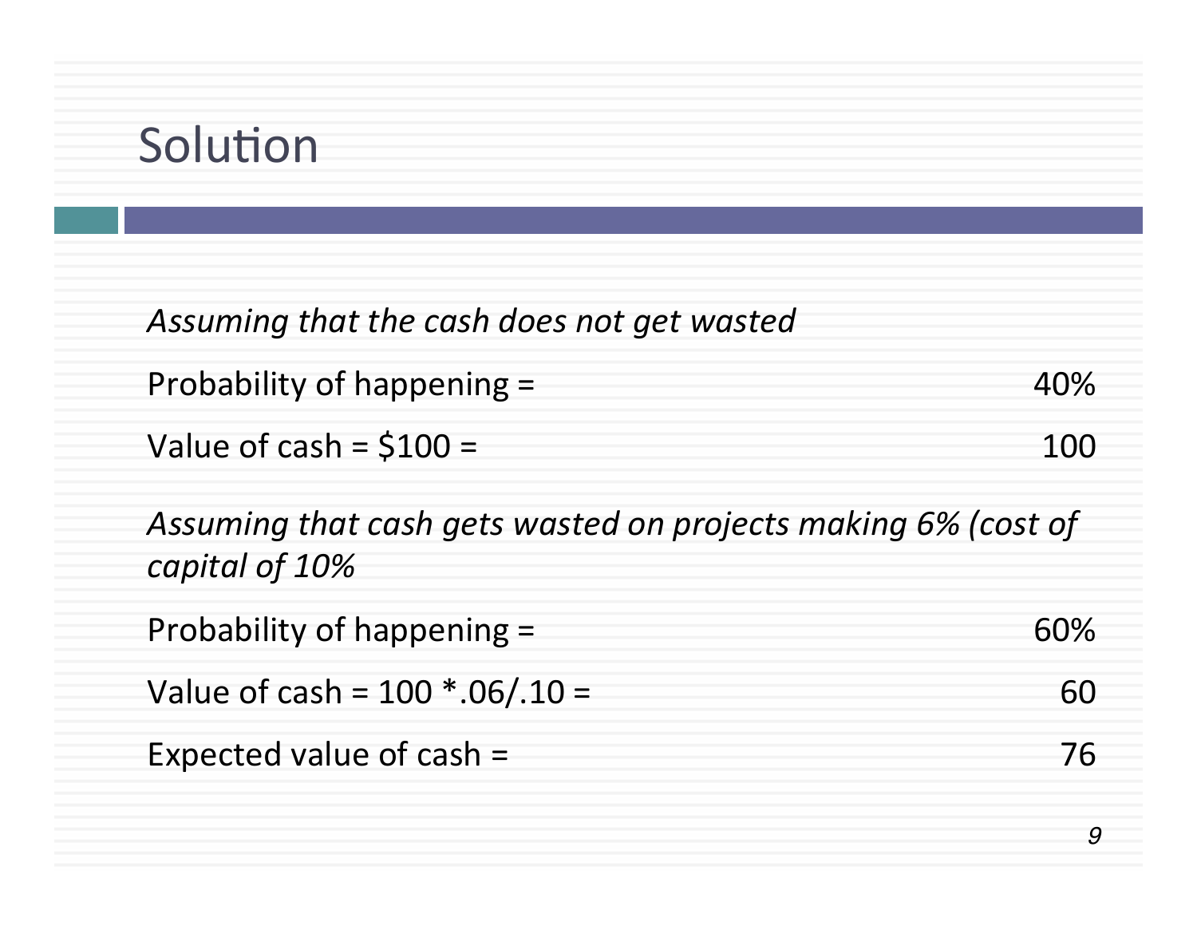# Solution

*Assuming that the cash does not get wasted*

| | |
|---|---|
| Probability of happening = | 40% |
| Value of cash = $100 = | 100 |

*Assuming that cash gets wasted on projects making 6% (cost of capital of 10%*

| | |
|---|---|
| Probability of happening = | 60% |
| Value of cash = 100 *.06/.10 = | 60 |
| Expected value of cash = | 76 |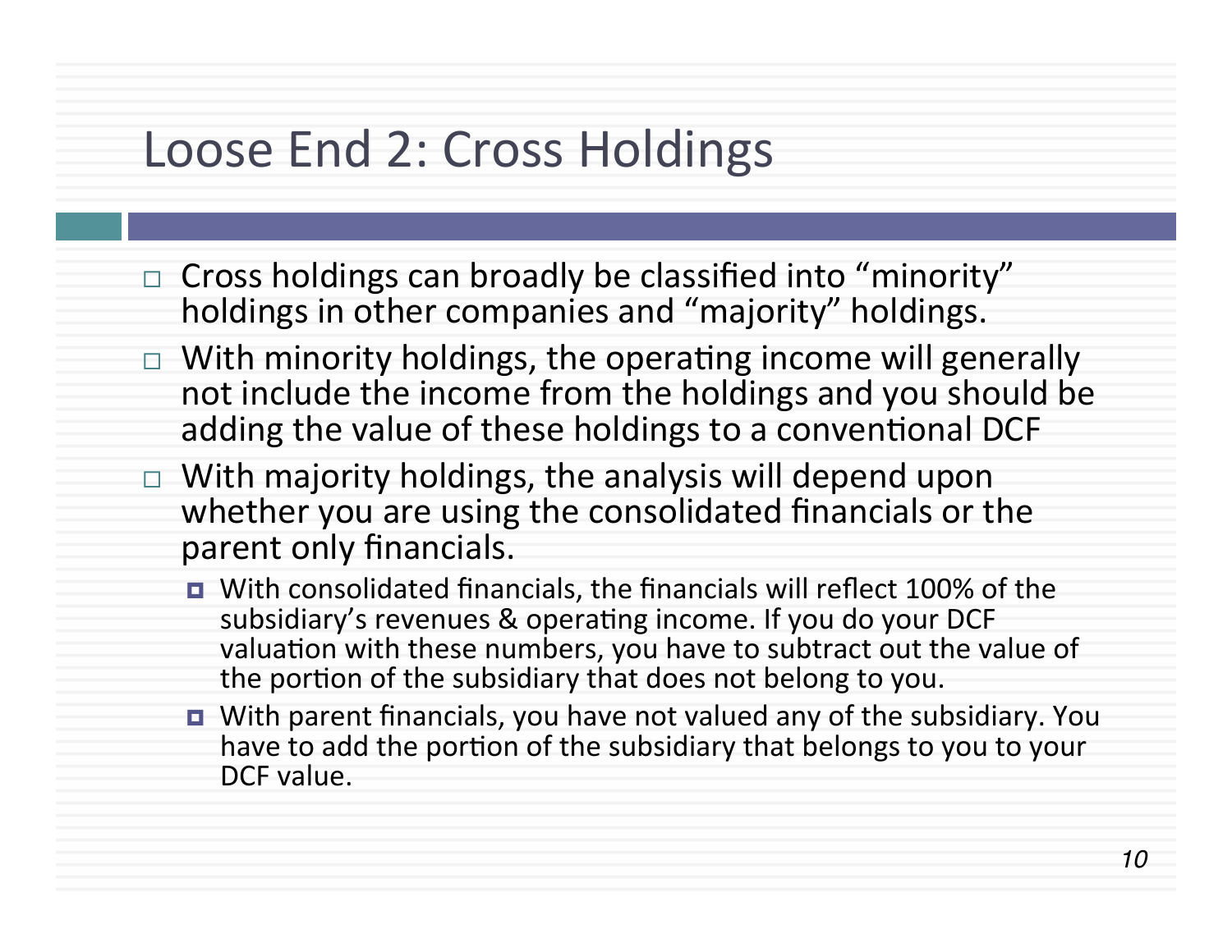# Loose End 2: Cross Holdings

- Cross holdings can broadly be classified into "minority" holdings in other companies and "majority" holdings.
- With minority holdings, the operating income will generally not include the income from the holdings and you should be adding the value of these holdings to a conventional DCF
- With majority holdings, the analysis will depend upon whether you are using the consolidated financials or the parent only financials.
  - With consolidated financials, the financials will reflect 100% of the subsidiary's revenues & operating income. If you do your DCF valuation with these numbers, you have to subtract out the value of the portion of the subsidiary that does not belong to you.
  - With parent financials, you have not valued any of the subsidiary. You have to add the portion of the subsidiary that belongs to you to your DCF value.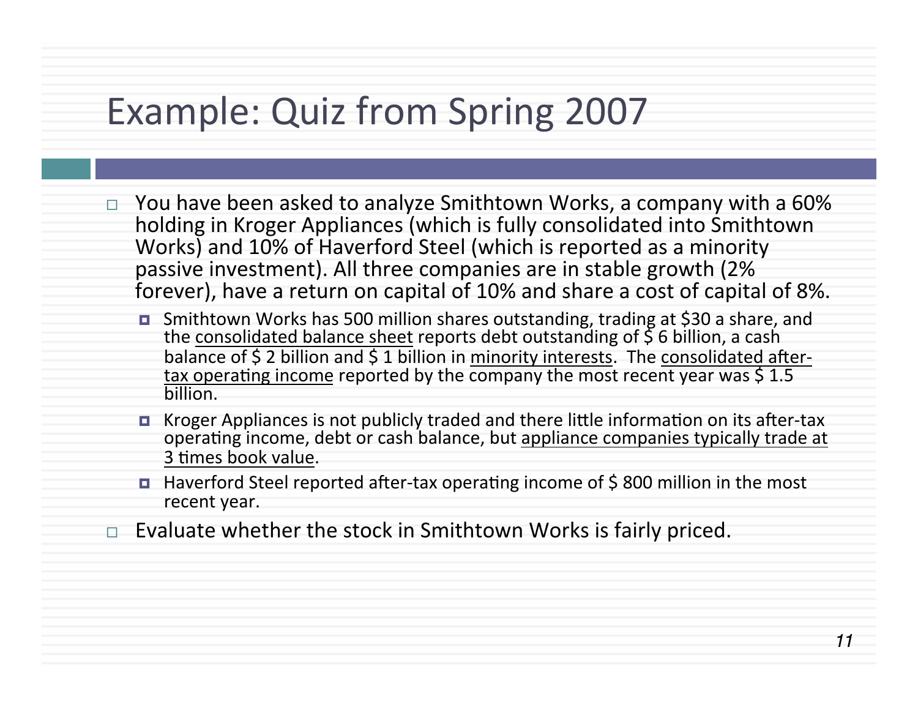# Example: Quiz from Spring 2007

- You have been asked to analyze Smithtown Works, a company with a 60% holding in Kroger Appliances (which is fully consolidated into Smithtown Works) and 10% of Haverford Steel (which is reported as a minority passive investment). All three companies are in stable growth (2% forever), have a return on capital of 10% and share a cost of capital of 8%.
  - Smithtown Works has 500 million shares outstanding, trading at $30 a share, and the <u>consolidated balance sheet</u> reports debt outstanding of $ 6 billion, a cash balance of $ 2 billion and $ 1 billion in <u>minority interests</u>. The <u>consolidated after-tax operating income</u> reported by the company the most recent year was $ 1.5 billion.
  - Kroger Appliances is not publicly traded and there little information on its after-tax operating income, debt or cash balance, but <u>appliance companies typically trade at 3 times book value</u>.
  - Haverford Steel reported after-tax operating income of $ 800 million in the most recent year.
- Evaluate whether the stock in Smithtown Works is fairly priced.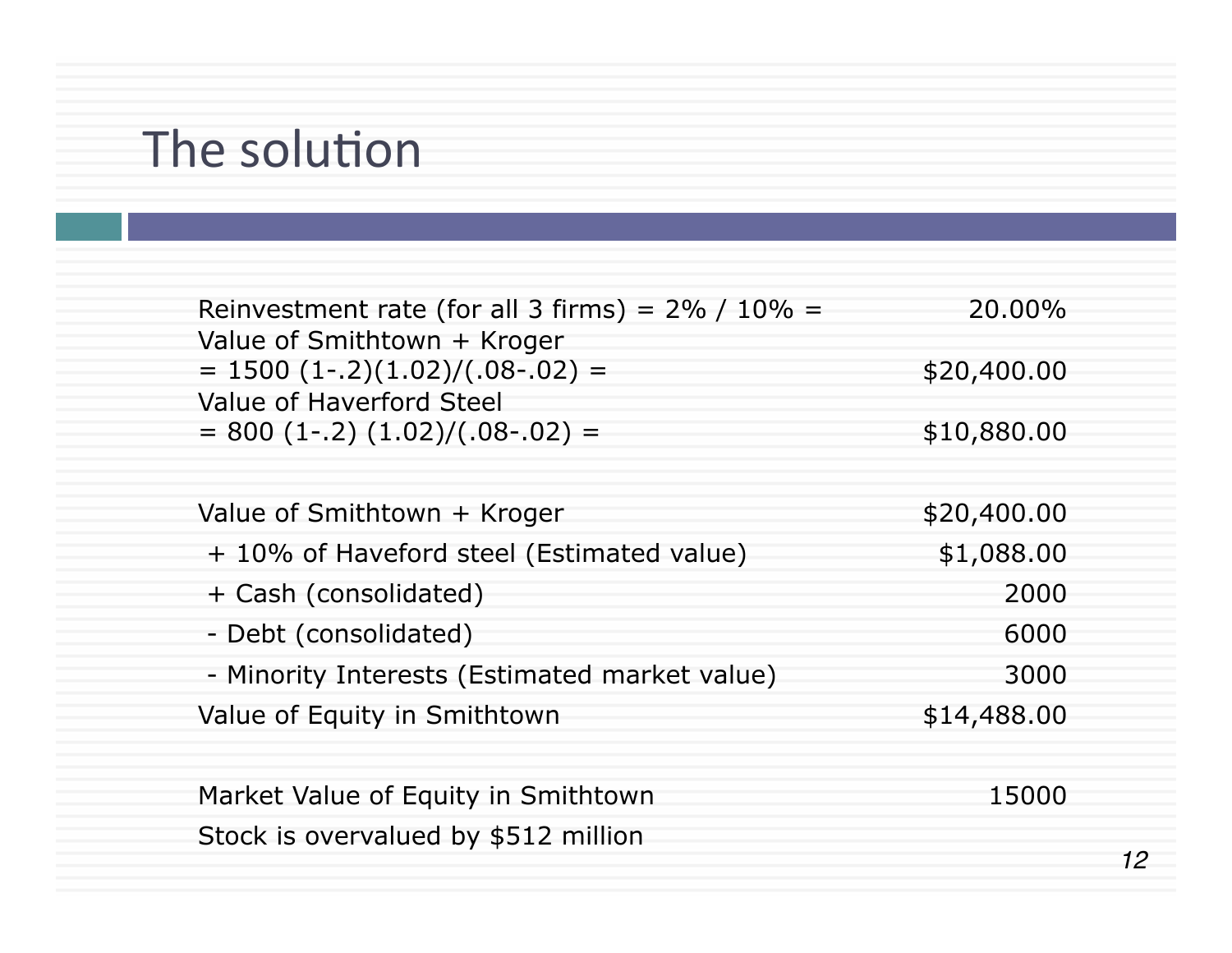# The solution

| | |
|---|---|
| Reinvestment rate (for all 3 firms) = 2% / 10% = | 20.00% |
| Value of Smithtown + Kroger<br>= 1500 (1-.2)(1.02)/(.08-.02) = | \$20,400.00 |
| Value of Haverford Steel<br>= 800 (1-.2) (1.02)/(.08-.02) = | \$10,880.00 |
| | |
| Value of Smithtown + Kroger | \$20,400.00 |
| + 10% of Haveford steel (Estimated value) | \$1,088.00 |
| + Cash (consolidated) | 2000 |
| - Debt (consolidated) | 6000 |
| - Minority Interests (Estimated market value) | 3000 |
| Value of Equity in Smithtown | \$14,488.00 |
| | |
| Market Value of Equity in Smithtown | 15000 |
| Stock is overvalued by \$512 million | |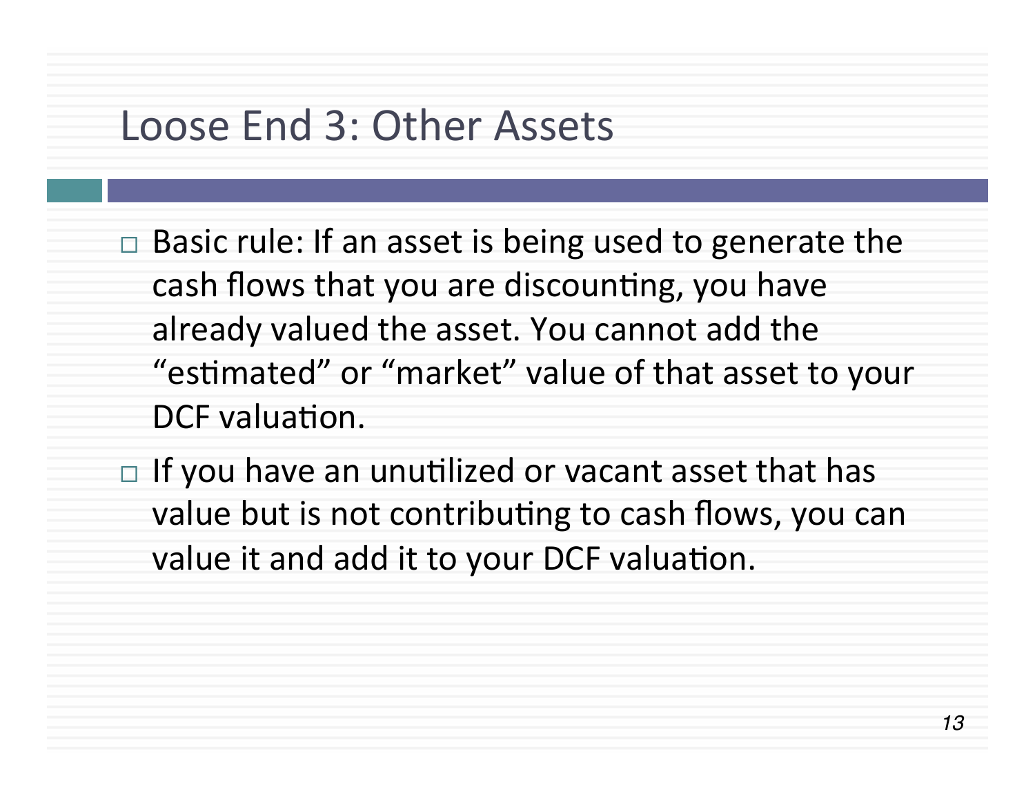# Loose End 3: Other Assets

- Basic rule: If an asset is being used to generate the cash flows that you are discounting, you have already valued the asset. You cannot add the "estimated" or "market" value of that asset to your DCF valuation.
- If you have an unutilized or vacant asset that has value but is not contributing to cash flows, you can value it and add it to your DCF valuation.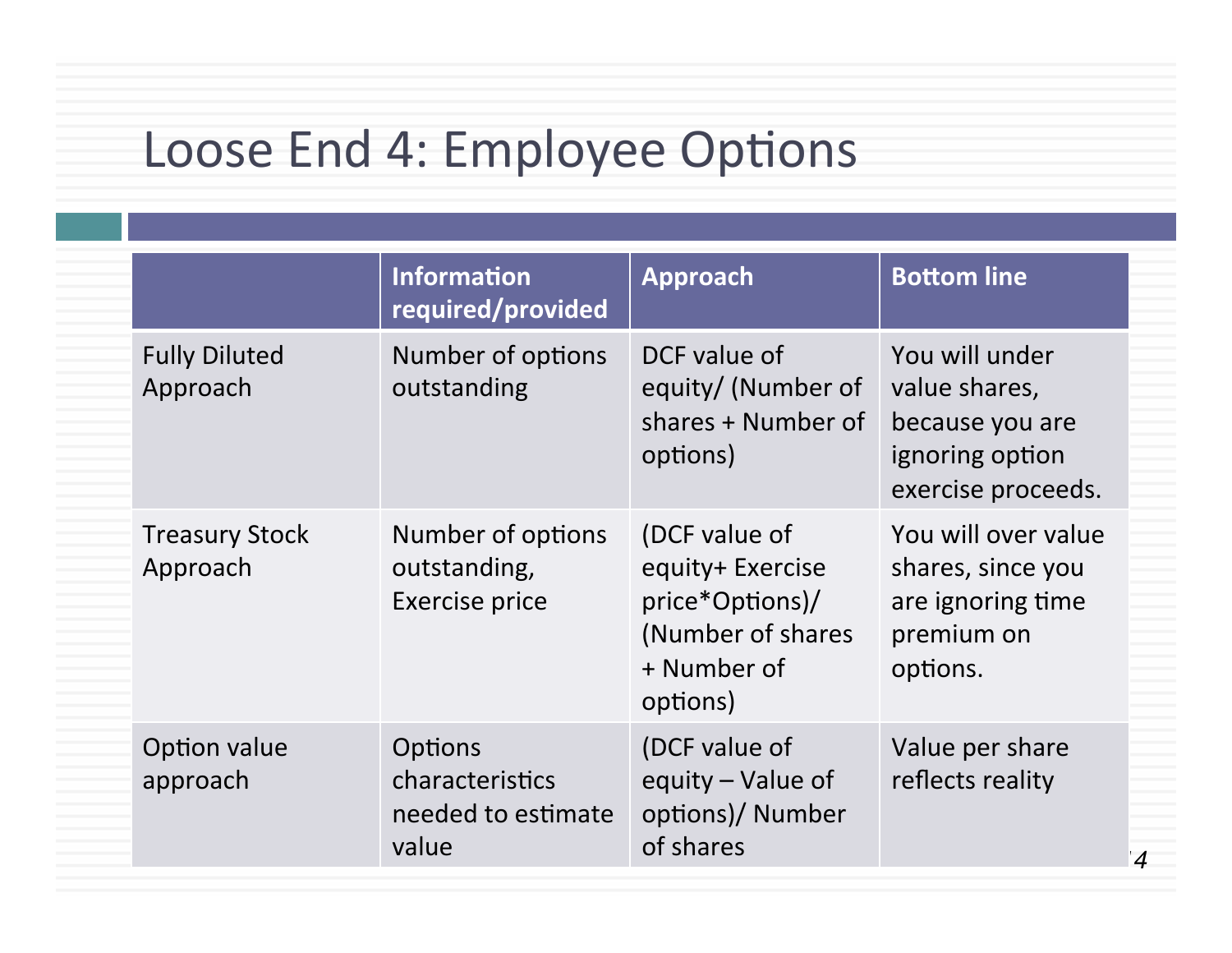# Loose End 4: Employee Options

| | Information required/provided | Approach | Bottom line |
|---|---|---|---|
| Fully Diluted Approach | Number of options outstanding | DCF value of equity/ (Number of shares + Number of options) | You will under value shares, because you are ignoring option exercise proceeds. |
| Treasury Stock Approach | Number of options outstanding, Exercise price | (DCF value of equity+ Exercise price*Options)/ (Number of shares + Number of options) | You will over value shares, since you are ignoring time premium on options. |
| Option value approach | Options characteristics needed to estimate value | (DCF value of equity – Value of options)/ Number of shares | Value per share reflects reality |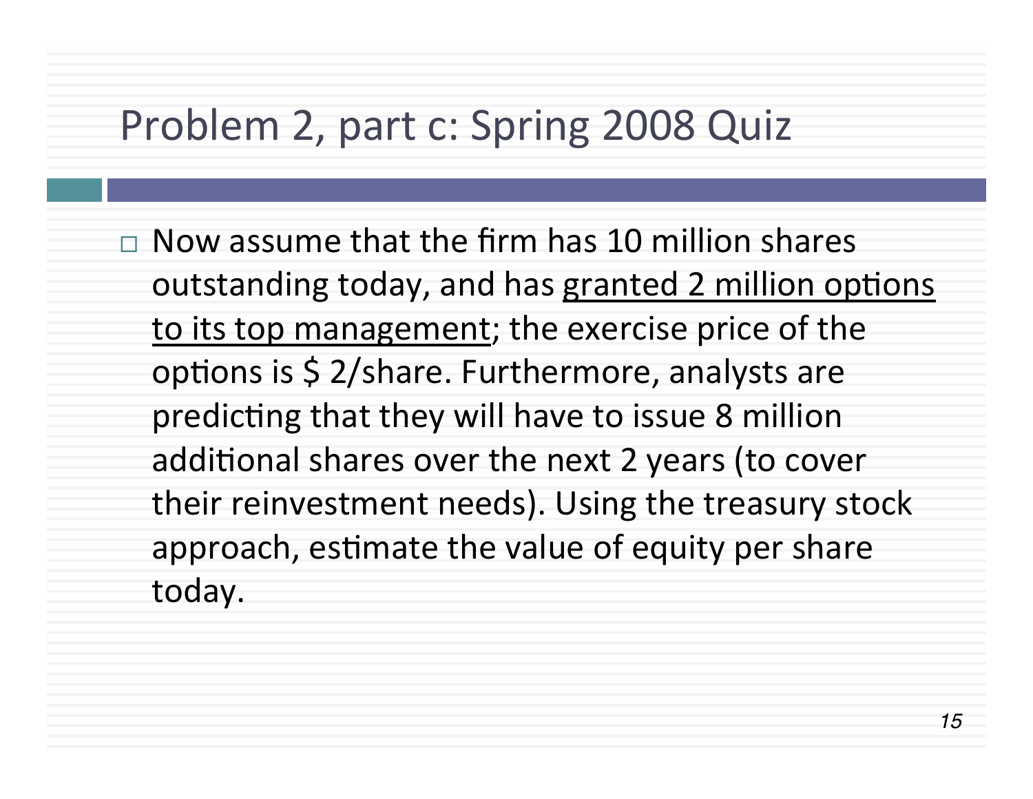# Problem 2, part c: Spring 2008 Quiz

- Now assume that the firm has 10 million shares outstanding today, and has <u>granted 2 million options to its top management</u>; the exercise price of the options is \$ 2/share. Furthermore, analysts are predicting that they will have to issue 8 million additional shares over the next 2 years (to cover their reinvestment needs). Using the treasury stock approach, estimate the value of equity per share today.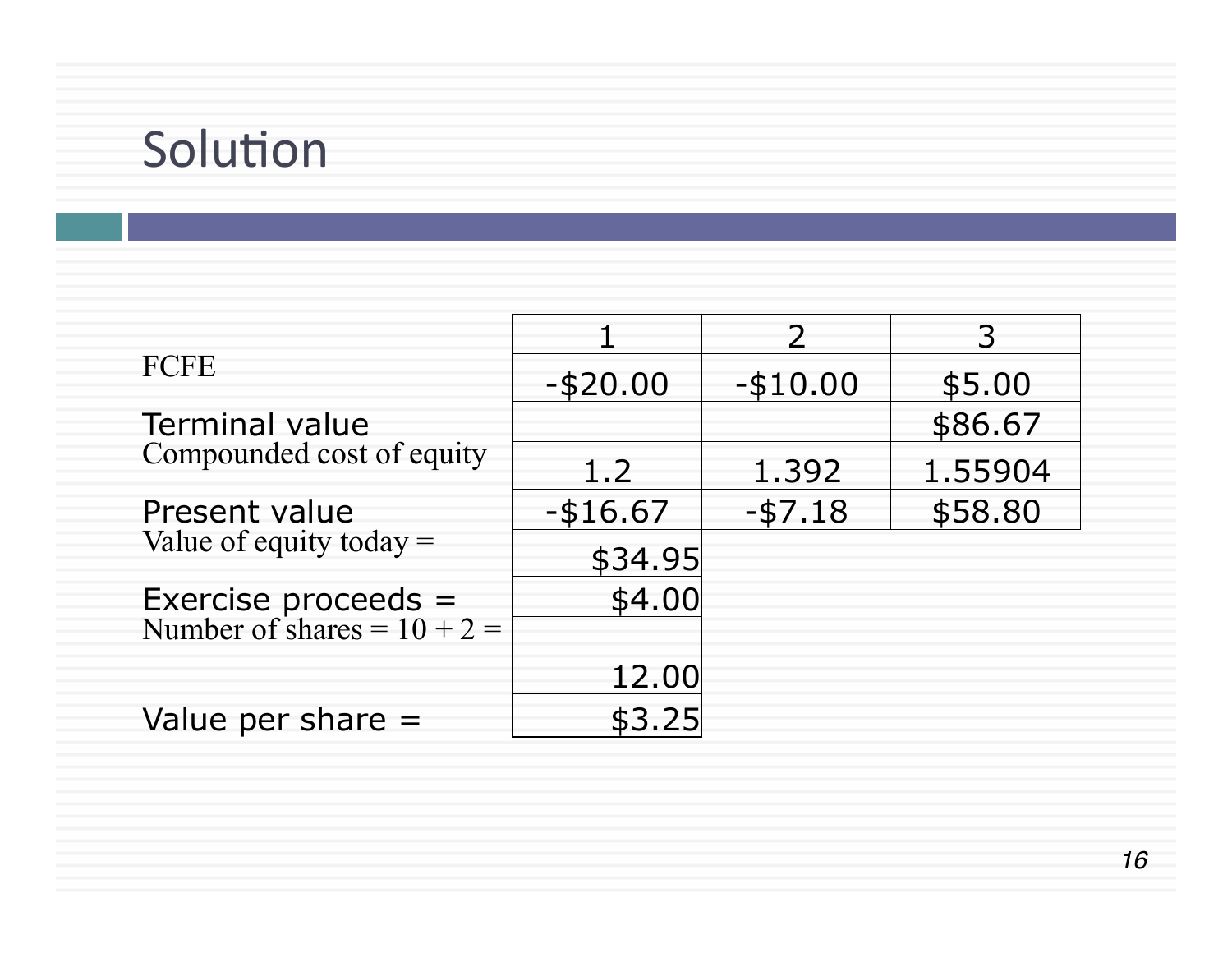# Solution

| | 1 | 2 | 3 |
|---|---|---|---|
| FCFE | -$20.00 | -$10.00 | $5.00 |
| Terminal value | | | $86.67 |
| Compounded cost of equity | 1.2 | 1.392 | 1.55904 |
| Present value | -$16.67 | -$7.18 | $58.80 |
| Value of equity today = | $34.95 | | |
| Exercise proceeds = | $4.00 | | |
| Number of shares = 10 + 2 = | 12.00 | | |
| Value per share = | $3.25 | | |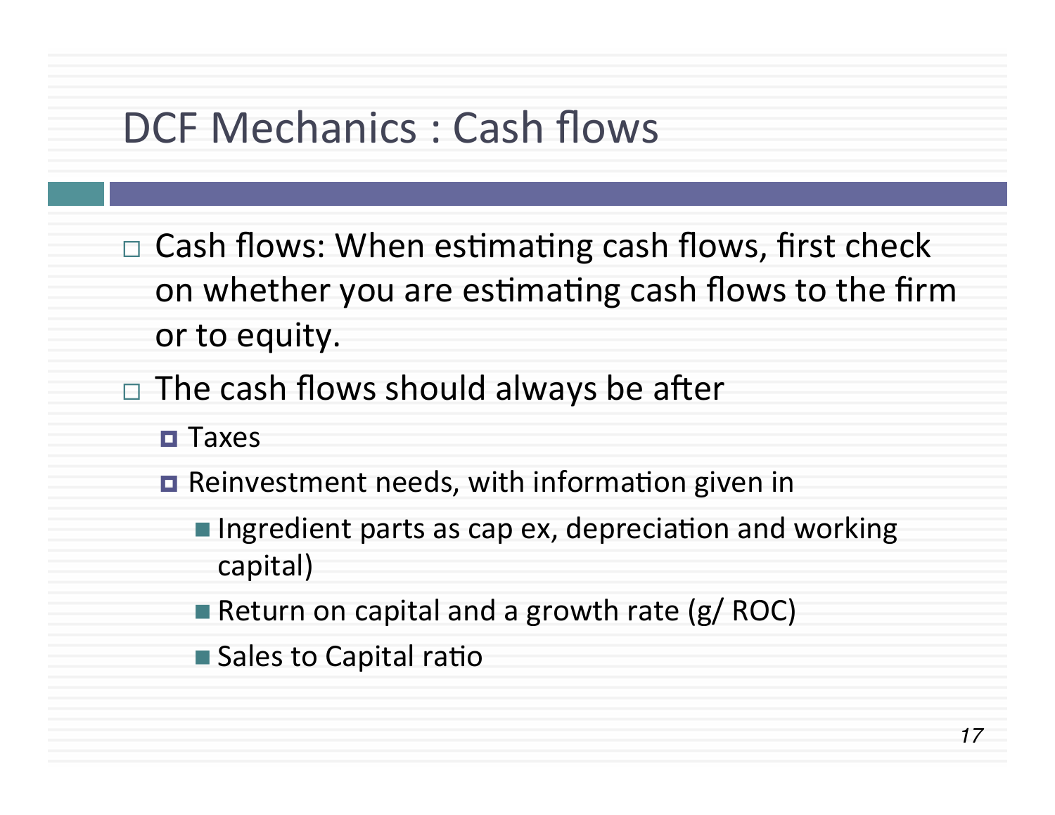# DCF Mechanics : Cash flows

- Cash flows: When estimating cash flows, first check on whether you are estimating cash flows to the firm or to equity.
- The cash flows should always be after
  - Taxes
  - Reinvestment needs, with information given in
    - Ingredient parts as cap ex, depreciation and working capital)
    - Return on capital and a growth rate (g/ ROC)
    - Sales to Capital ratio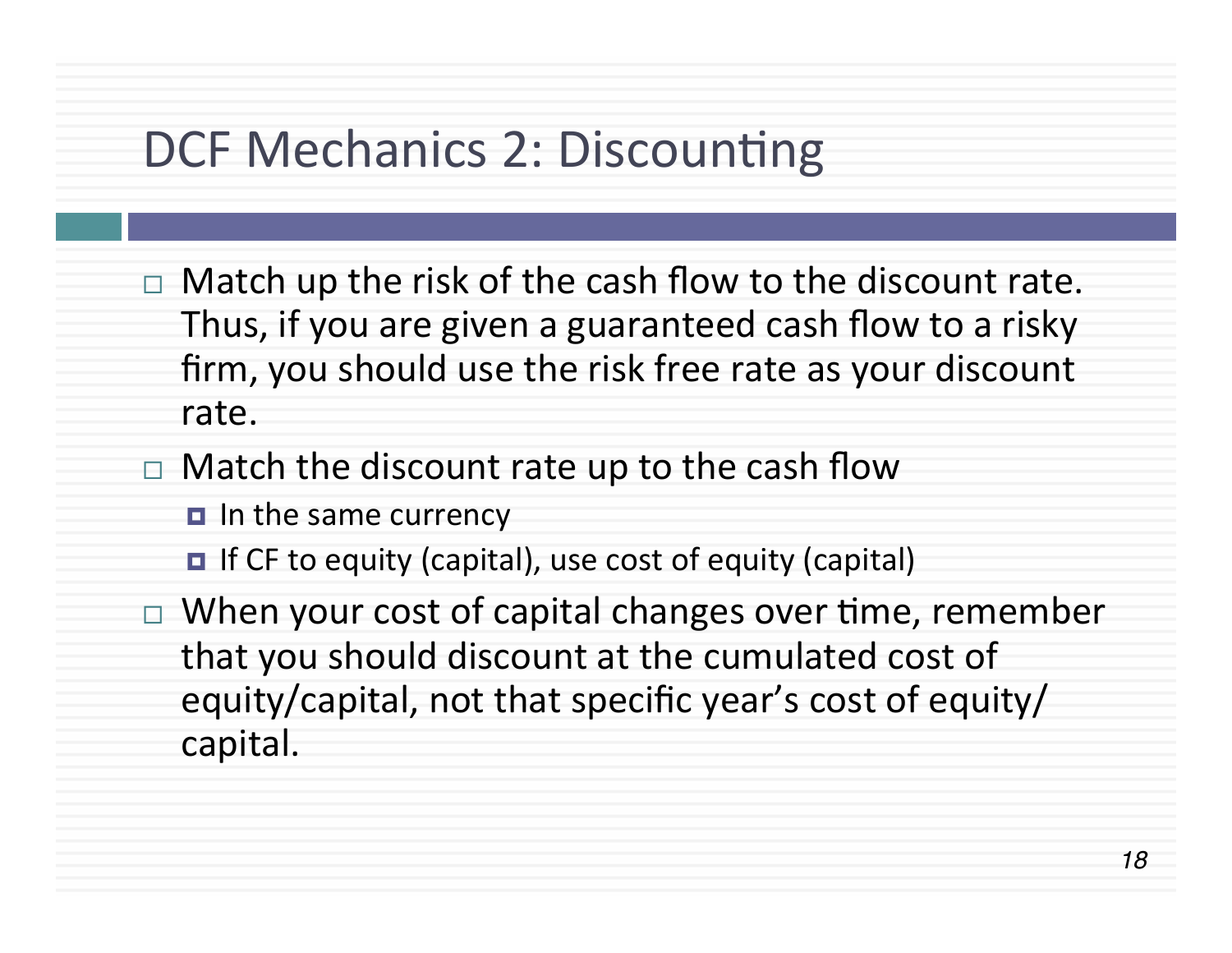# DCF Mechanics 2: Discounting

- Match up the risk of the cash flow to the discount rate. Thus, if you are given a guaranteed cash flow to a risky firm, you should use the risk free rate as your discount rate.
- Match the discount rate up to the cash flow
  - In the same currency
  - If CF to equity (capital), use cost of equity (capital)
- When your cost of capital changes over time, remember that you should discount at the cumulated cost of equity/capital, not that specific year's cost of equity/capital.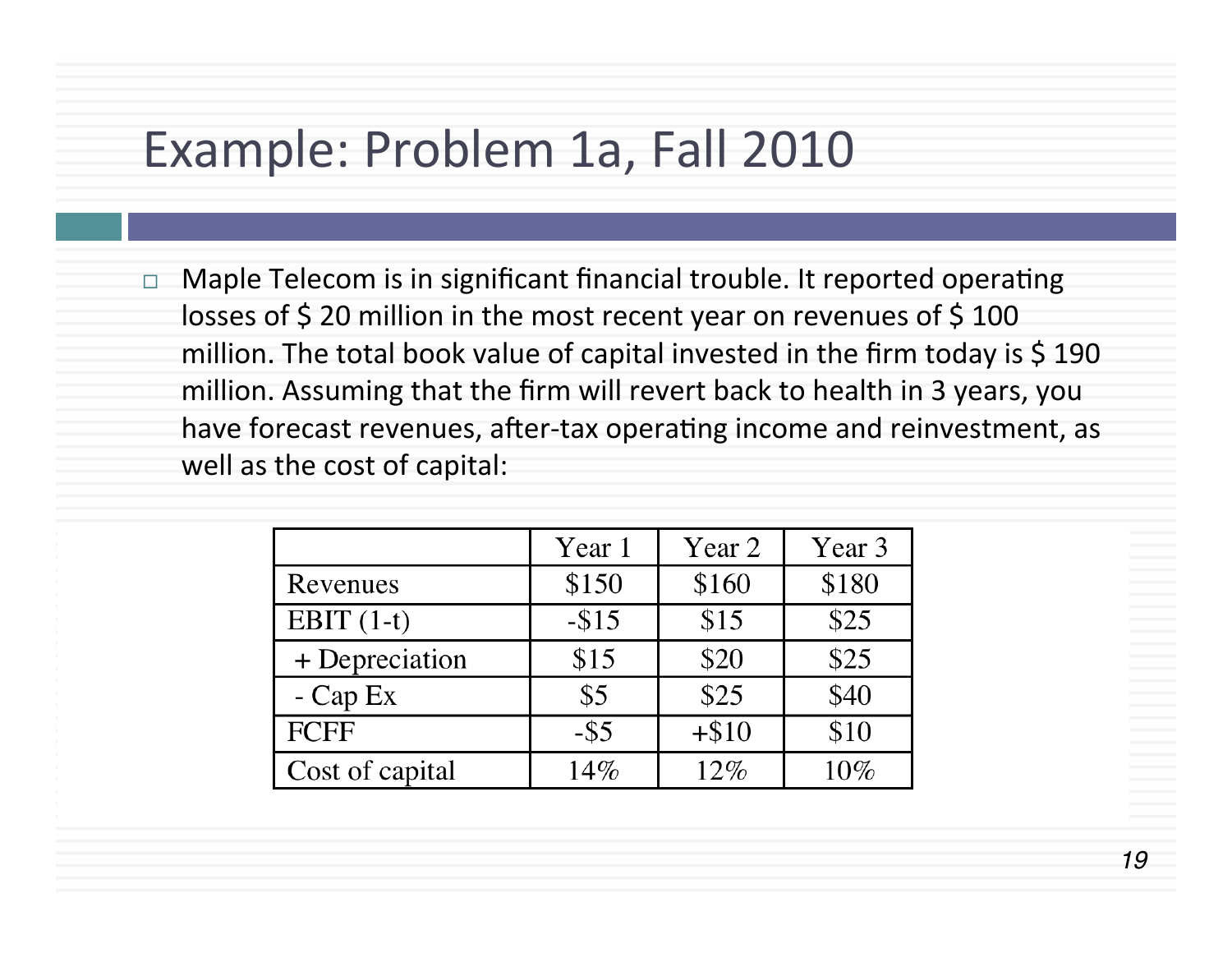# Example: Problem 1a, Fall 2010

- Maple Telecom is in significant financial trouble. It reported operating losses of $ 20 million in the most recent year on revenues of $ 100 million. The total book value of capital invested in the firm today is $ 190 million. Assuming that the firm will revert back to health in 3 years, you have forecast revenues, after-tax operating income and reinvestment, as well as the cost of capital:

| | Year 1 | Year 2 | Year 3 |
|---|---|---|---|
| Revenues | $150 | $160 | $180 |
| EBIT (1-t) | -$15 | $15 | $25 |
| + Depreciation | $15 | $20 | $25 |
| - Cap Ex | $5 | $25 | $40 |
| FCFF | -$5 | +$10 | $10 |
| Cost of capital | 14% | 12% | 10% |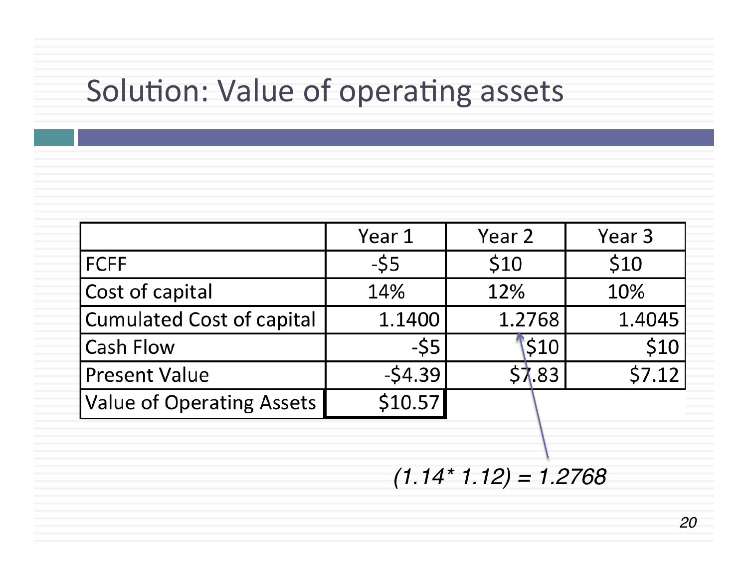# Solution: Value of operating assets

| | Year 1 | Year 2 | Year 3 |
|---|---|---|---|
| FCFF | -$5 | $10 | $10 |
| Cost of capital | 14% | 12% | 10% |
| Cumulated Cost of capital | 1.1400 | 1.2768 | 1.4045 |
| Cash Flow | -$5 | $10 | $10 |
| Present Value | -$4.39 | $7.83 | $7.12 |
| Value of Operating Assets | $10.57 | | |

*(1.14* 1.12) = 1.2768*